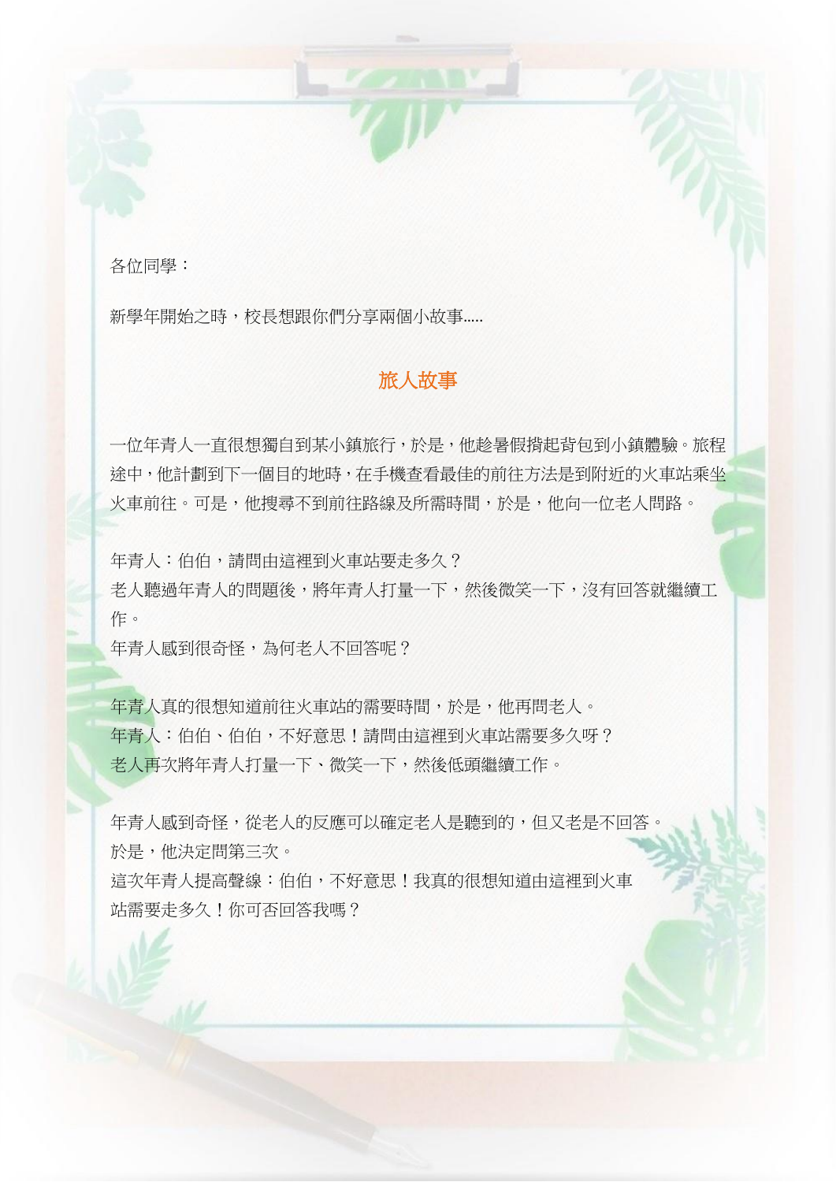各位同學：

新學年開始之時，校長想跟你們分享兩個小故事.....

## 旅人故事

一位年青人一直很想獨自到某小鎮旅行，於是，他趁暑假揹起背包到小鎮體驗。旅程途中，他計劃到下一個目的地時，在手機查看最佳的前往方法是到附近的火車站乘坐火車前往。可是，他搜尋不到前往路線及所需時間，於是，他向一位老人問路。

年青人：伯伯，請問由這裡到火車站要走多久？
老人聽過年青人的問題後，將年青人打量一下，然後微笑一下，沒有回答就繼續工作。
年青人感到很奇怪，為何老人不回答呢？

年青人真的很想知道前往火車站的需要時間，於是，他再問老人。
年青人：伯伯、伯伯，不好意思！請問由這裡到火車站需要多久呀？
老人再次將年青人打量一下、微笑一下，然後低頭繼續工作。

年青人感到奇怪，從老人的反應可以確定老人是聽到的，但又老是不回答。
於是，他決定問第三次。
這次年青人提高聲線：伯伯，不好意思！我真的很想知道由這裡到火車站需要走多久！你可否回答我嗎？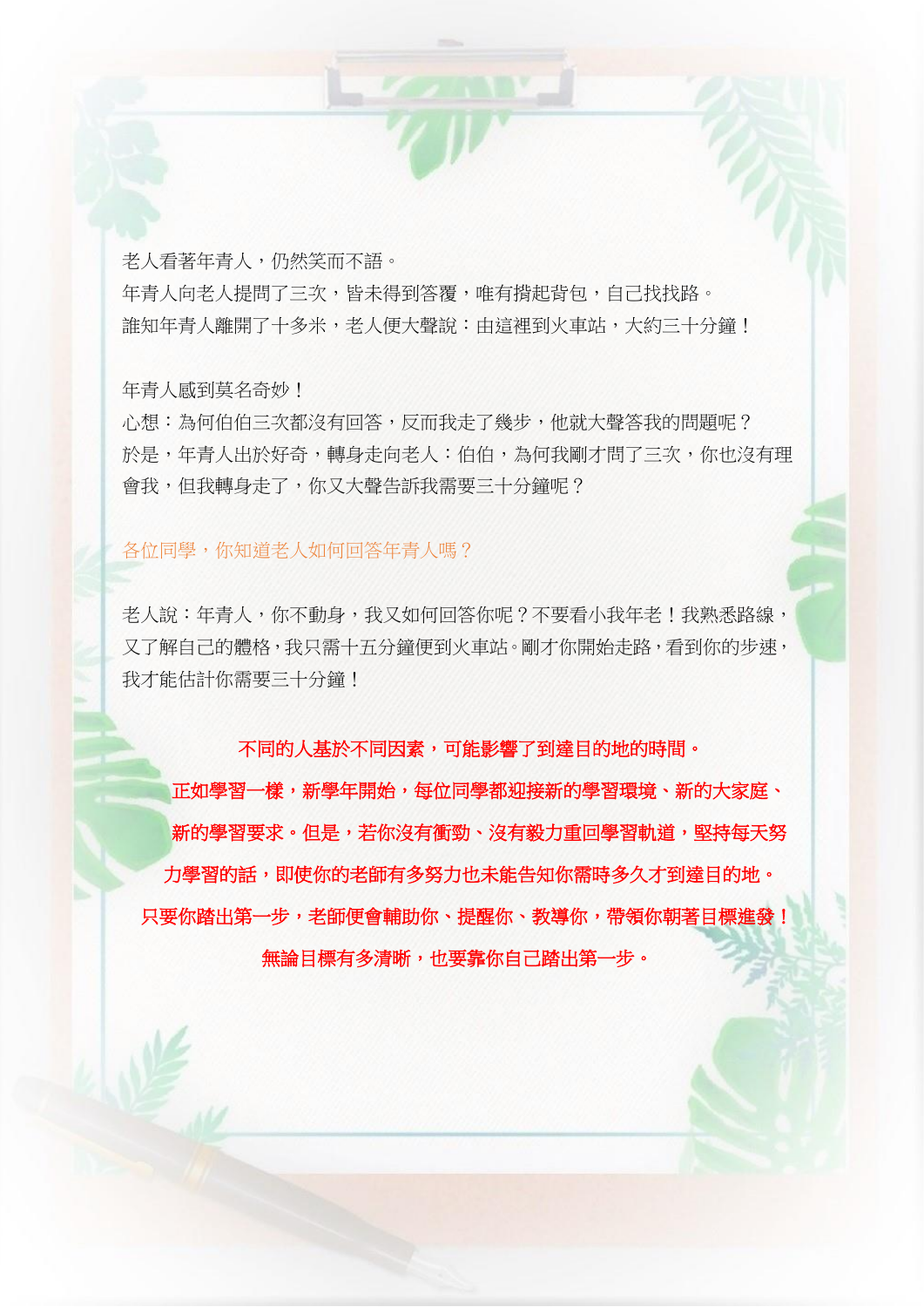老人看著年青人，仍然笑而不語。
年青人向老人提問了三次，皆未得到答覆，唯有揹起背包，自己找找路。
誰知年青人離開了十多米，老人便大聲說：由這裡到火車站，大約三十分鐘！

年青人感到莫名奇妙！
心想：為何伯伯三次都沒有回答，反而我走了幾步，他就大聲答我的問題呢？
於是，年青人出於好奇，轉身走向老人：伯伯，為何我剛才問了三次，你也沒有理會我，但我轉身走了，你又大聲告訴我需要三十分鐘呢？

各位同學，你知道老人如何回答年青人嗎？

老人說：年青人，你不動身，我又如何回答你呢？不要看小我年老！我熟悉路線，又了解自己的體格，我只需十五分鐘便到火車站。剛才你開始走路，看到你的步速，我才能估計你需要三十分鐘！

**不同的人基於不同因素，可能影響了到達目的地的時間。**

**正如學習一樣，新學年開始，每位同學都迎接新的學習環境、新的大家庭、新的學習要求。但是，若你沒有衝勁、沒有毅力重回學習軌道，堅持每天努力學習的話，即使你的老師有多努力也未能告知你需時多久才到達目的地。**

**只要你踏出第一步，老師便會輔助你、提醒你、教導你，帶領你朝著目標進發！**

**無論目標有多清晰，也要靠你自己踏出第一步。**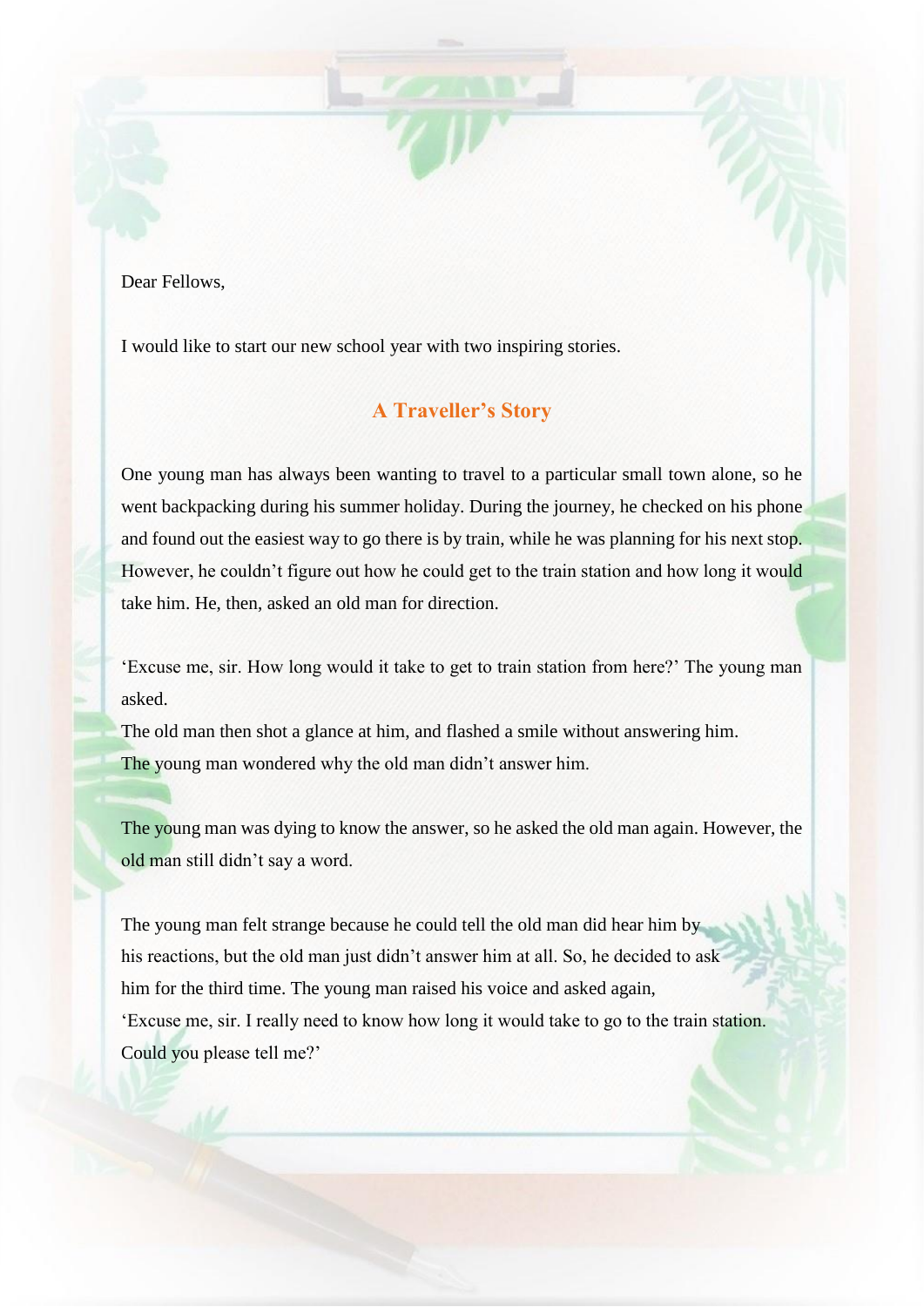Dear Fellows,

I would like to start our new school year with two inspiring stories.

## A Traveller's Story

One young man has always been wanting to travel to a particular small town alone, so he went backpacking during his summer holiday. During the journey, he checked on his phone and found out the easiest way to go there is by train, while he was planning for his next stop. However, he couldn't figure out how he could get to the train station and how long it would take him. He, then, asked an old man for direction.

'Excuse me, sir. How long would it take to get to train station from here?' The young man asked.
The old man then shot a glance at him, and flashed a smile without answering him.
The young man wondered why the old man didn't answer him.

The young man was dying to know the answer, so he asked the old man again. However, the old man still didn't say a word.

The young man felt strange because he could tell the old man did hear him by his reactions, but the old man just didn't answer him at all. So, he decided to ask him for the third time. The young man raised his voice and asked again,
'Excuse me, sir. I really need to know how long it would take to go to the train station. Could you please tell me?'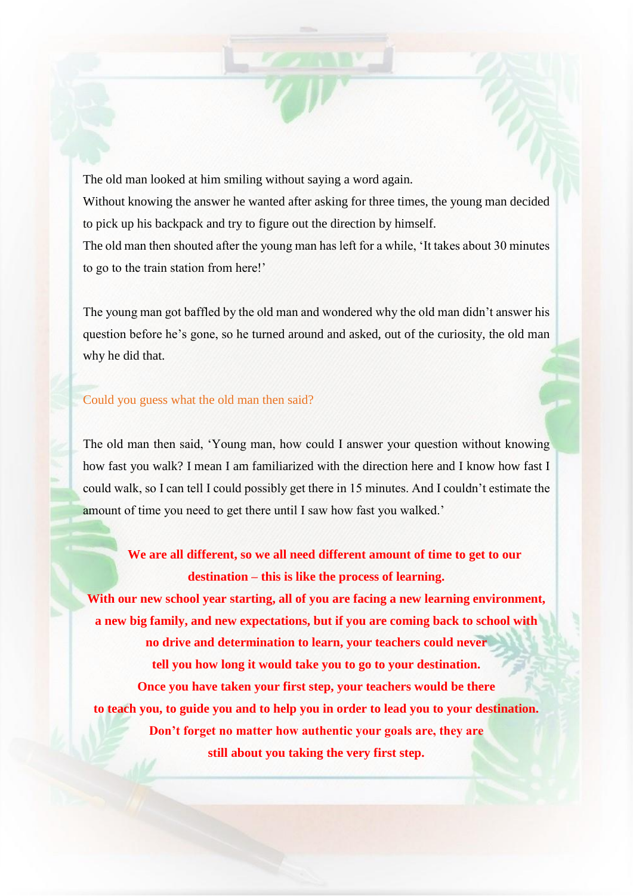The old man looked at him smiling without saying a word again.

Without knowing the answer he wanted after asking for three times, the young man decided to pick up his backpack and try to figure out the direction by himself.

The old man then shouted after the young man has left for a while, 'It takes about 30 minutes to go to the train station from here!'

The young man got baffled by the old man and wondered why the old man didn't answer his question before he's gone, so he turned around and asked, out of the curiosity, the old man why he did that.

Could you guess what the old man then said?

The old man then said, 'Young man, how could I answer your question without knowing how fast you walk? I mean I am familiarized with the direction here and I know how fast I could walk, so I can tell I could possibly get there in 15 minutes. And I couldn't estimate the amount of time you need to get there until I saw how fast you walked.'

**We are all different, so we all need different amount of time to get to our destination – this is like the process of learning.**

**With our new school year starting, all of you are facing a new learning environment, a new big family, and new expectations, but if you are coming back to school with no drive and determination to learn, your teachers could never tell you how long it would take you to go to your destination.**

**Once you have taken your first step, your teachers would be there to teach you, to guide you and to help you in order to lead you to your destination.**

**Don't forget no matter how authentic your goals are, they are still about you taking the very first step.**